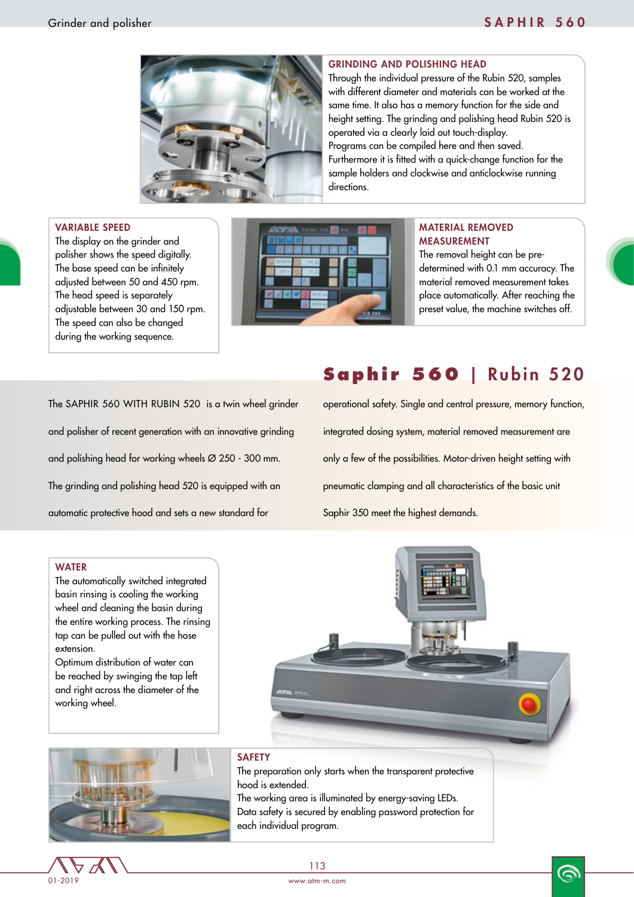## GRINDING AND POLISHING HEAD

Through the individual pressure of the Rubin 520, samples with different diameter and materials can be worked at the same time. It also has a memory function for the side and height setting. The grinding and polishing head Rubin 520 is operated via a clearly laid out touch-display.
Programs can be compiled here and then saved.
Furthermore it is fitted with a quick-change function for the sample holders and clockwise and anticlockwise running directions.

## VARIABLE SPEED

The display on the grinder and polisher shows the speed digitally. The base speed can be infinitely adjusted between 50 and 450 rpm. The head speed is separately adjustable between 30 and 150 rpm. The speed can also be changed during the working sequence.

## MATERIAL REMOVED MEASUREMENT

The removal height can be pre-determined with 0.1 mm accuracy. The material removed measurement takes place automatically. After reaching the preset value, the machine switches off.

# Saphir 560 | Rubin 520

The SAPHIR 560 WITH RUBIN 520 is a twin wheel grinder and polisher of recent generation with an innovative grinding and polishing head for working wheels Ø 250 - 300 mm. The grinding and polishing head 520 is equipped with an automatic protective hood and sets a new standard for operational safety. Single and central pressure, memory function, integrated dosing system, material removed measurement are only a few of the possibilities. Motor-driven height setting with pneumatic clamping and all characteristics of the basic unit Saphir 350 meet the highest demands.

## WATER

The automatically switched integrated basin rinsing is cooling the working wheel and cleaning the basin during the entire working process. The rinsing tap can be pulled out with the hose extension.
Optimum distribution of water can be reached by swinging the tap left and right across the diameter of the working wheel.

## SAFETY

The preparation only starts when the transparent protective hood is extended.
The working area is illuminated by energy-saving LEDs.
Data safety is secured by enabling password protection for each individual program.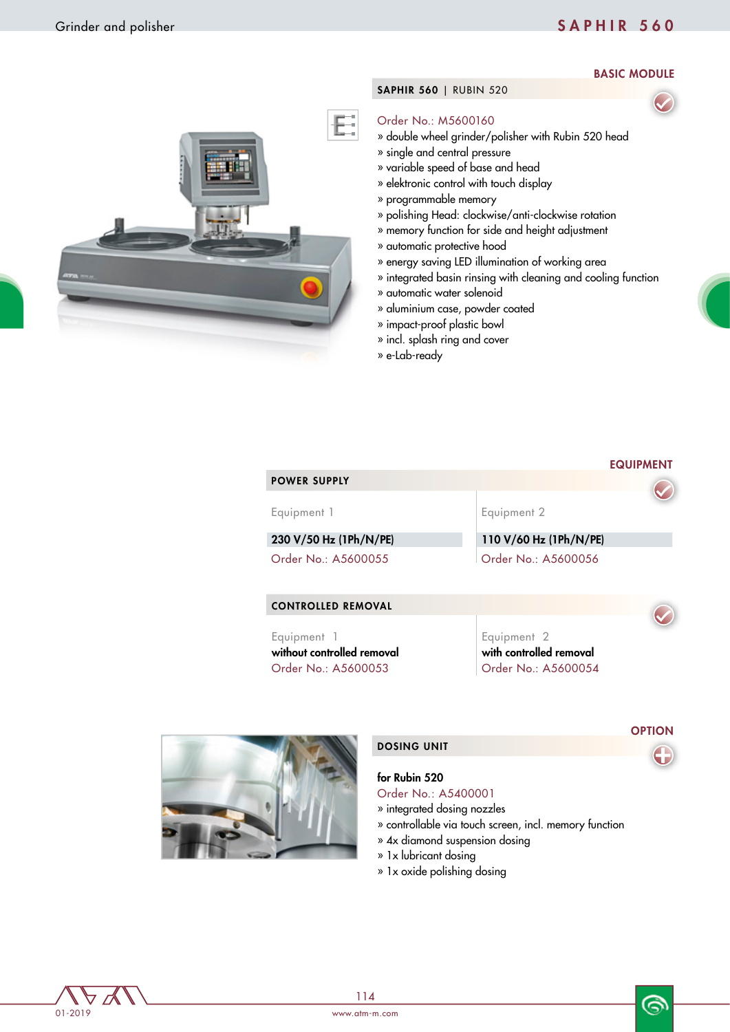## BASIC MODULE

**SAPHIR 560 | RUBIN 520**

Order No.: M5600160

- double wheel grinder/polisher with Rubin 520 head
- single and central pressure
- variable speed of base and head
- elektronic control with touch display
- programmable memory
- polishing Head: clockwise/anti-clockwise rotation
- memory function for side and height adjustment
- automatic protective hood
- energy saving LED illumination of working area
- integrated basin rinsing with cleaning and cooling function
- automatic water solenoid
- aluminium case, powder coated
- impact-proof plastic bowl
- incl. splash ring and cover
- e-Lab-ready

## EQUIPMENT

**POWER SUPPLY**

| Equipment 1 | Equipment 2 |
|---|---|
| **230 V/50 Hz (1Ph/N/PE)** | **110 V/60 Hz (1Ph/N/PE)** |
| Order No.: A5600055 | Order No.: A5600056 |

**CONTROLLED REMOVAL**

| Equipment 1 | Equipment 2 |
|---|---|
| **without controlled removal** | **with controlled removal** |
| Order No.: A5600053 | Order No.: A5600054 |

## OPTION

**DOSING UNIT**

**for Rubin 520**

Order No.: A5400001

- integrated dosing nozzles
- controllable via touch screen, incl. memory function
- 4x diamond suspension dosing
- 1x lubricant dosing
- 1x oxide polishing dosing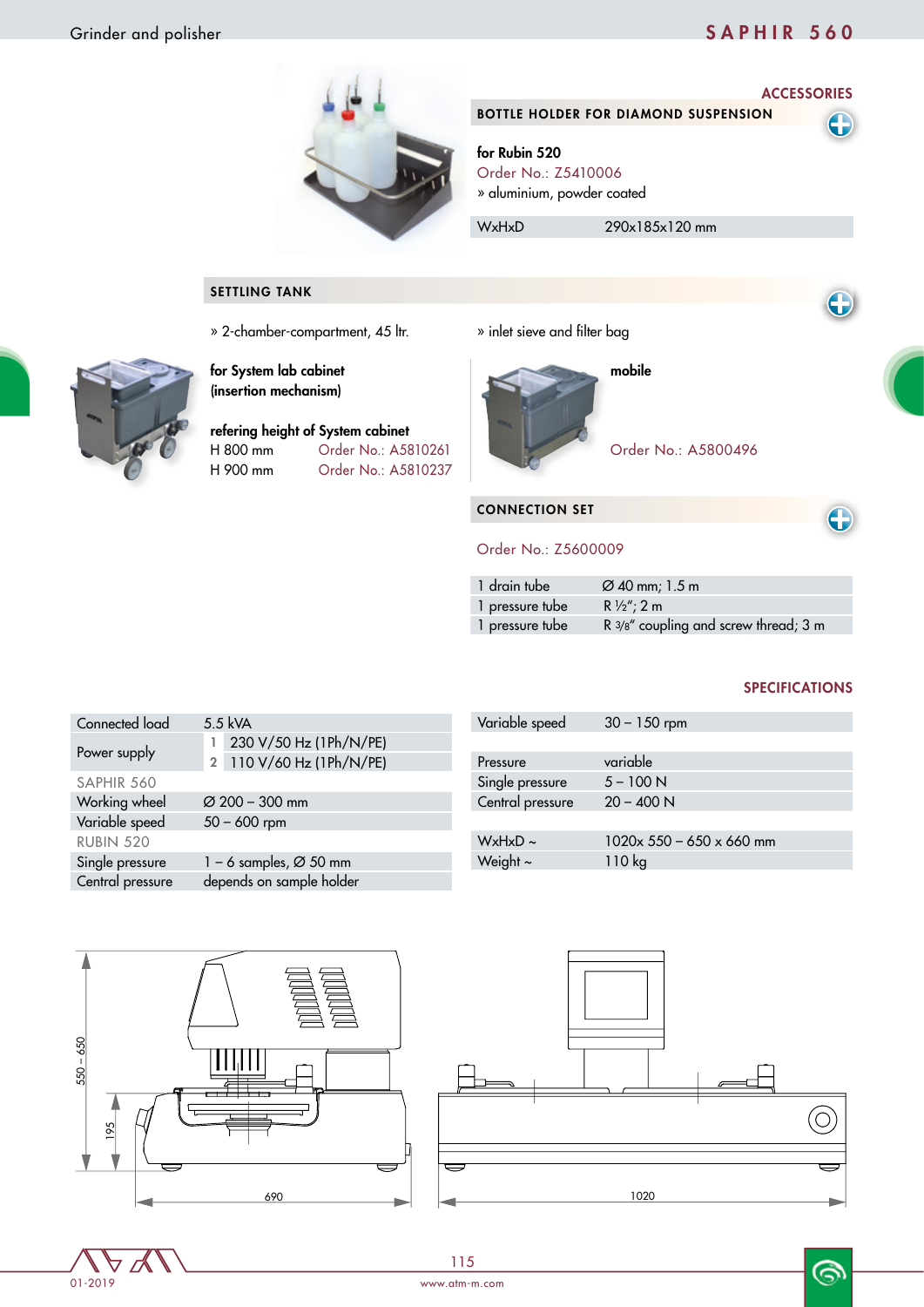## ACCESSORIES

### BOTTLE HOLDER FOR DIAMOND SUSPENSION

**for Rubin 520**
Order No.: Z5410006
» aluminium, powder coated

| | |
|---|---|
| WxHxD | 290x185x120 mm |

### SETTLING TANK

» 2-chamber-compartment, 45 ltr.

**for System lab cabinet (insertion mechanism)**

**refering height of System cabinet**

| | |
|---|---|
| H 800 mm | Order No.: A5810261 |
| H 900 mm | Order No.: A5810237 |

» inlet sieve and filter bag

**mobile**

Order No.: A5800496

### CONNECTION SET

Order No.: Z5600009

| | |
|---|---|
| 1 drain tube | Ø 40 mm; 1.5 m |
| 1 pressure tube | R ½"; 2 m |
| 1 pressure tube | R 3/8" coupling and screw thread; 3 m |

## SPECIFICATIONS

| | | |
|---|---|---|
| Connected load | 5.5 kVA | |
| Power supply | 1 | 230 V/50 Hz (1Ph/N/PE) |
| | 2 | 110 V/60 Hz (1Ph/N/PE) |
| SAPHIR 560 | | |
| Working wheel | Ø 200 – 300 mm | |
| Variable speed | 50 – 600 rpm | |
| RUBIN 520 | | |
| Single pressure | 1 – 6 samples, Ø 50 mm | |
| Central pressure | depends on sample holder | |

| | |
|---|---|
| Variable speed | 30 – 150 rpm |
| Pressure | variable |
| Single pressure | 5 – 100 N |
| Central pressure | 20 – 400 N |
| WxHxD ~ | 1020x 550 – 650 x 660 mm |
| Weight ~ | 110 kg |

550 – 650
195
690
1020